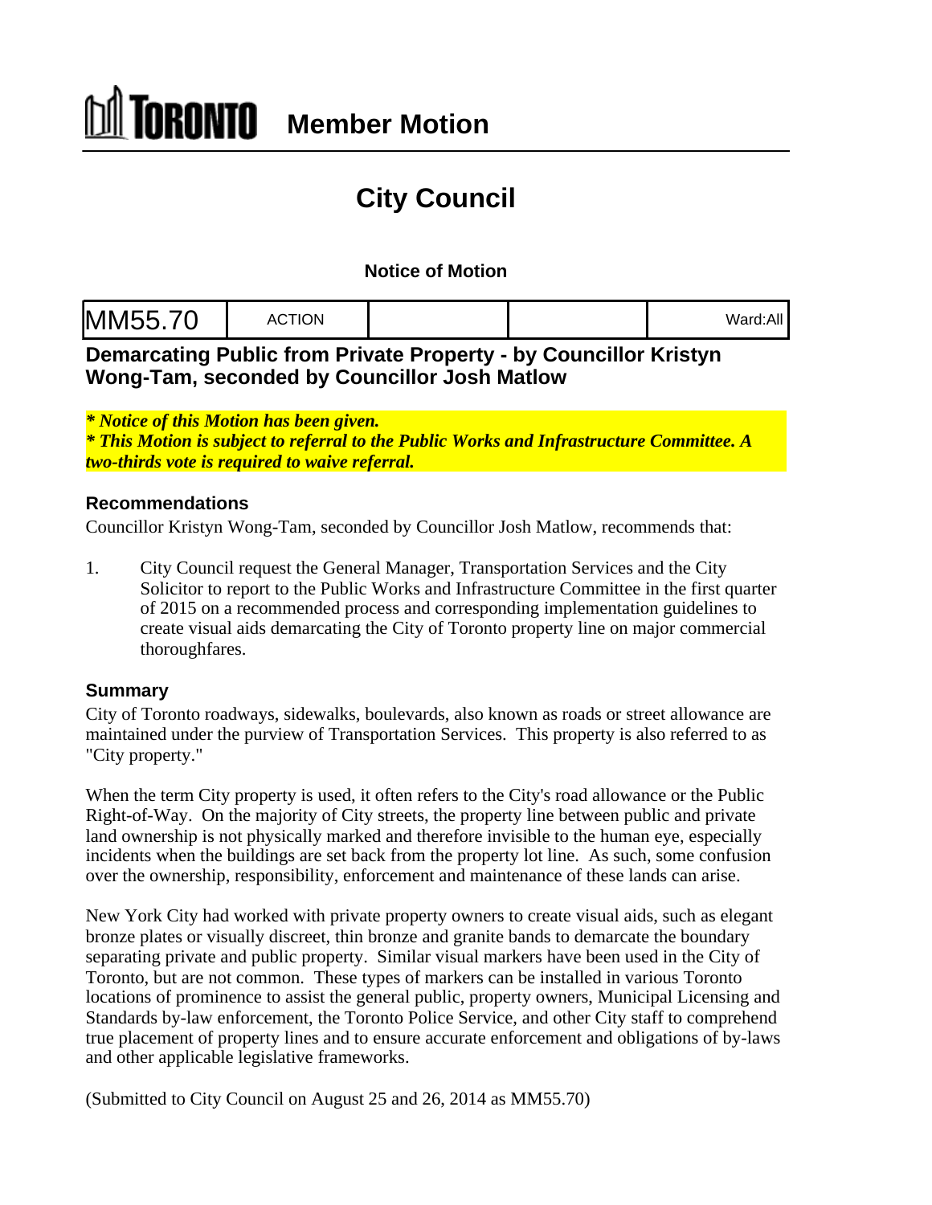# TORONTO Member Motion

## City Council

### Notice of Motion

| MM55.70 | ACTION | | | Ward:All |
|---|---|---|---|---|

## Demarcating Public from Private Property - by Councillor Kristyn Wong-Tam, seconded by Councillor Josh Matlow

***\* Notice of this Motion has been given.***
***\* This Motion is subject to referral to the Public Works and Infrastructure Committee. A two-thirds vote is required to waive referral.***

### Recommendations

Councillor Kristyn Wong-Tam, seconded by Councillor Josh Matlow, recommends that:

1. City Council request the General Manager, Transportation Services and the City Solicitor to report to the Public Works and Infrastructure Committee in the first quarter of 2015 on a recommended process and corresponding implementation guidelines to create visual aids demarcating the City of Toronto property line on major commercial thoroughfares.

### Summary

City of Toronto roadways, sidewalks, boulevards, also known as roads or street allowance are maintained under the purview of Transportation Services. This property is also referred to as "City property."

When the term City property is used, it often refers to the City's road allowance or the Public Right-of-Way. On the majority of City streets, the property line between public and private land ownership is not physically marked and therefore invisible to the human eye, especially incidents when the buildings are set back from the property lot line. As such, some confusion over the ownership, responsibility, enforcement and maintenance of these lands can arise.

New York City had worked with private property owners to create visual aids, such as elegant bronze plates or visually discreet, thin bronze and granite bands to demarcate the boundary separating private and public property. Similar visual markers have been used in the City of Toronto, but are not common. These types of markers can be installed in various Toronto locations of prominence to assist the general public, property owners, Municipal Licensing and Standards by-law enforcement, the Toronto Police Service, and other City staff to comprehend true placement of property lines and to ensure accurate enforcement and obligations of by-laws and other applicable legislative frameworks.

(Submitted to City Council on August 25 and 26, 2014 as MM55.70)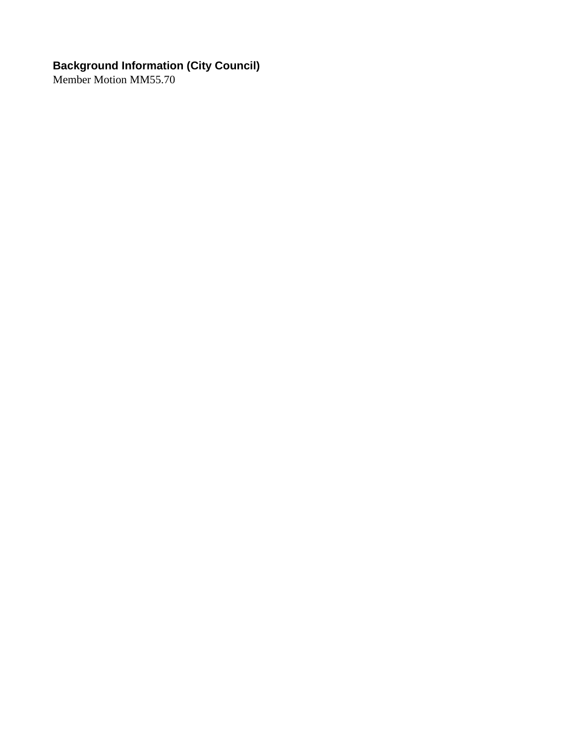**Background Information (City Council)**

Member Motion MM55.70